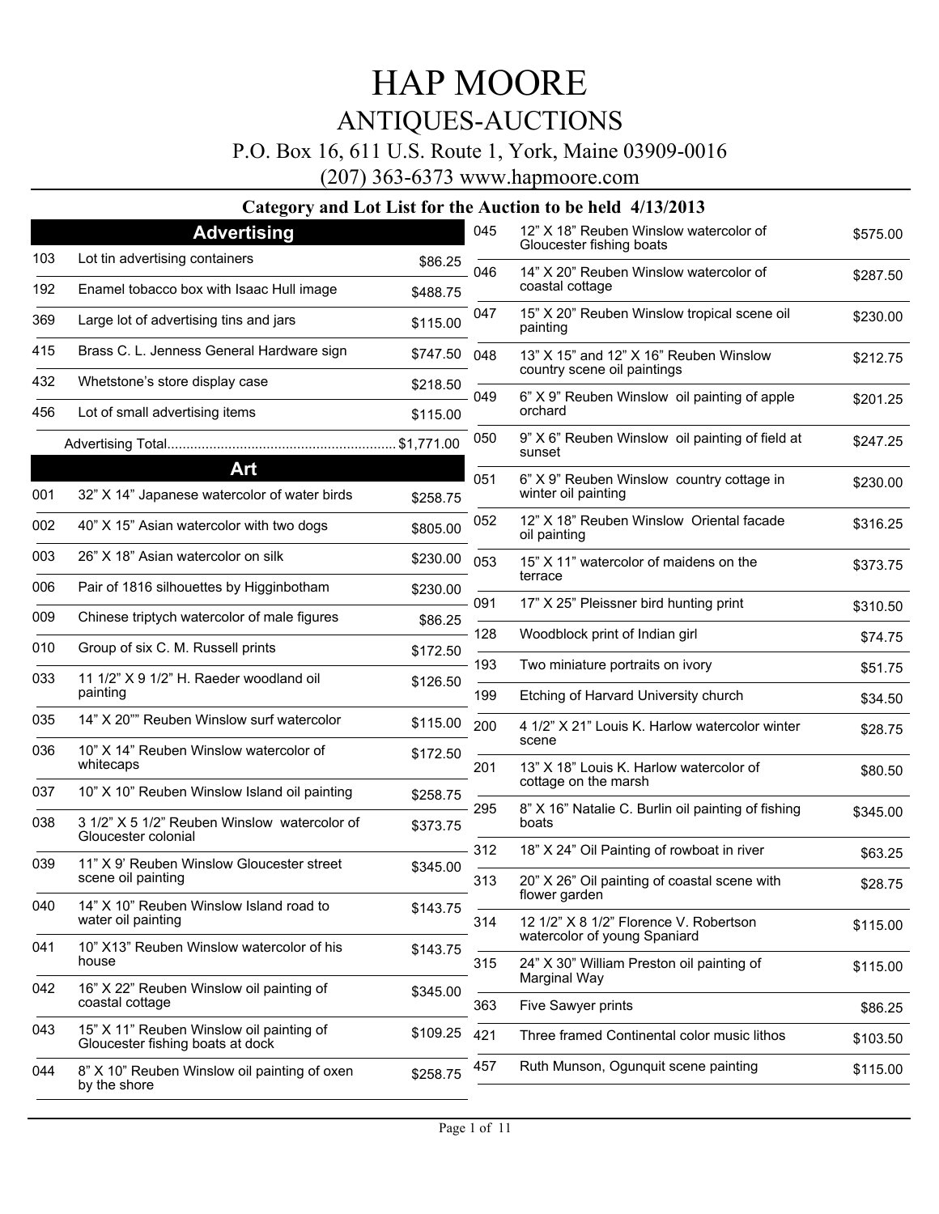# HAP MOORE

## ANTIQUES-AUCTIONS

P.O. Box 16, 611 U.S. Route 1, York, Maine 03909-0016

(207) 363-6373 www.hapmoore.com

### Category and Lot List for the Auction to be held 4/13/2013

## Advertising

| Lot | Description | Price |
|---|---|---|
| 103 | Lot tin advertising containers | $86.25 |
| 192 | Enamel tobacco box with Isaac Hull image | $488.75 |
| 369 | Large lot of advertising tins and jars | $115.00 |
| 415 | Brass C. L. Jenness General Hardware sign | $747.50 |
| 432 | Whetstone's store display case | $218.50 |
| 456 | Lot of small advertising items | $115.00 |

Advertising Total............................................................ $1,771.00

## Art

| Lot | Description | Price |
|---|---|---|
| 001 | 32" X 14" Japanese watercolor of water birds | $258.75 |
| 002 | 40" X 15" Asian watercolor with two dogs | $805.00 |
| 003 | 26" X 18" Asian watercolor on silk | $230.00 |
| 006 | Pair of 1816 silhouettes by Higginbotham | $230.00 |
| 009 | Chinese triptych watercolor of male figures | $86.25 |
| 010 | Group of six C. M. Russell prints | $172.50 |
| 033 | 11 1/2" X 9 1/2" H. Raeder woodland oil painting | $126.50 |
| 035 | 14" X 20"" Reuben Winslow surf watercolor | $115.00 |
| 036 | 10" X 14" Reuben Winslow watercolor of whitecaps | $172.50 |
| 037 | 10" X 10" Reuben Winslow Island oil painting | $258.75 |
| 038 | 3 1/2" X 5 1/2" Reuben Winslow watercolor of Gloucester colonial | $373.75 |
| 039 | 11" X 9' Reuben Winslow Gloucester street scene oil painting | $345.00 |
| 040 | 14" X 10" Reuben Winslow Island road to water oil painting | $143.75 |
| 041 | 10" X13" Reuben Winslow watercolor of his house | $143.75 |
| 042 | 16" X 22" Reuben Winslow oil painting of coastal cottage | $345.00 |
| 043 | 15" X 11" Reuben Winslow oil painting of Gloucester fishing boats at dock | $109.25 |
| 044 | 8" X 10" Reuben Winslow oil painting of oxen by the shore | $258.75 |
| 045 | 12" X 18" Reuben Winslow watercolor of Gloucester fishing boats | $575.00 |
| 046 | 14" X 20" Reuben Winslow watercolor of coastal cottage | $287.50 |
| 047 | 15" X 20" Reuben Winslow tropical scene oil painting | $230.00 |
| 048 | 13" X 15" and 12" X 16" Reuben Winslow country scene oil paintings | $212.75 |
| 049 | 6" X 9" Reuben Winslow oil painting of apple orchard | $201.25 |
| 050 | 9" X 6" Reuben Winslow oil painting of field at sunset | $247.25 |
| 051 | 6" X 9" Reuben Winslow country cottage in winter oil painting | $230.00 |
| 052 | 12" X 18" Reuben Winslow Oriental facade oil painting | $316.25 |
| 053 | 15" X 11" watercolor of maidens on the terrace | $373.75 |
| 091 | 17" X 25" Pleissner bird hunting print | $310.50 |
| 128 | Woodblock print of Indian girl | $74.75 |
| 193 | Two miniature portraits on ivory | $51.75 |
| 199 | Etching of Harvard University church | $34.50 |
| 200 | 4 1/2" X 21" Louis K. Harlow watercolor winter scene | $28.75 |
| 201 | 13" X 18" Louis K. Harlow watercolor of cottage on the marsh | $80.50 |
| 295 | 8" X 16" Natalie C. Burlin oil painting of fishing boats | $345.00 |
| 312 | 18" X 24" Oil Painting of rowboat in river | $63.25 |
| 313 | 20" X 26" Oil painting of coastal scene with flower garden | $28.75 |
| 314 | 12 1/2" X 8 1/2" Florence V. Robertson watercolor of young Spaniard | $115.00 |
| 315 | 24" X 30" William Preston oil painting of Marginal Way | $115.00 |
| 363 | Five Sawyer prints | $86.25 |
| 421 | Three framed Continental color music lithos | $103.50 |
| 457 | Ruth Munson, Ogunquit scene painting | $115.00 |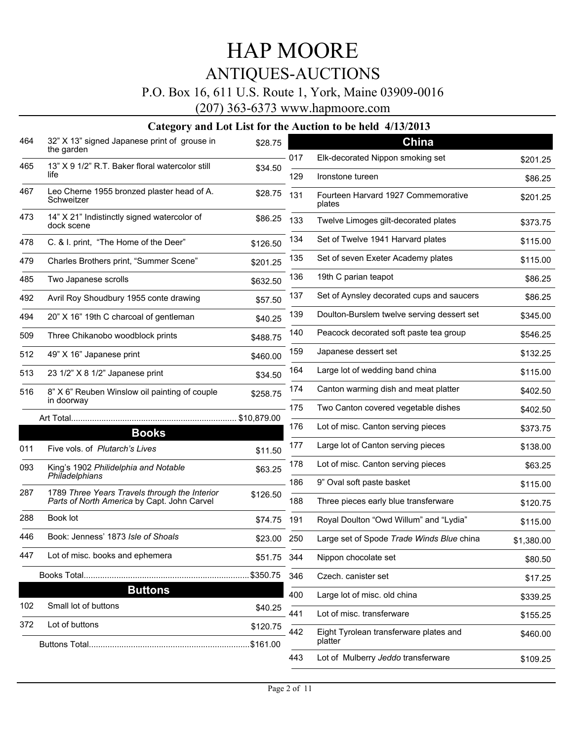# HAP MOORE

## ANTIQUES-AUCTIONS

P.O. Box 16, 611 U.S. Route 1, York, Maine 03909-0016

(207) 363-6373 www.hapmoore.com

### Category and Lot List for the Auction to be held 4/13/2013

| Lot | Description | Price |
|---|---|---|
| 464 | 32" X 13" signed Japanese print of grouse in the garden | $28.75 |
| 465 | 13" X 9 1/2" R.T. Baker floral watercolor still life | $34.50 |
| 467 | Leo Cherne 1955 bronzed plaster head of A. Schweitzer | $28.75 |
| 473 | 14" X 21" Indistinctly signed watercolor of dock scene | $86.25 |
| 478 | C. & I. print, "The Home of the Deer" | $126.50 |
| 479 | Charles Brothers print, "Summer Scene" | $201.25 |
| 485 | Two Japanese scrolls | $632.50 |
| 492 | Avril Roy Shoudbury 1955 conte drawing | $57.50 |
| 494 | 20" X 16" 19th C charcoal of gentleman | $40.25 |
| 509 | Three Chikanobo woodblock prints | $488.75 |
| 512 | 49" X 16" Japanese print | $460.00 |
| 513 | 23 1/2" X 8 1/2" Japanese print | $34.50 |
| 516 | 8" X 6" Reuben Winslow oil painting of couple in doorway | $258.75 |

Art Total....................................................................... $10,879.00

## Books

| Lot | Description | Price |
|---|---|---|
| 011 | Five vols. of *Plutarch's Lives* | $11.50 |
| 093 | King's 1902 *Philidelphia and Notable Philadelphians* | $63.25 |
| 287 | 1789 *Three Years Travels through the Interior Parts of North America* by Capt. John Carvel | $126.50 |
| 288 | Book lot | $74.75 |
| 446 | Book: Jenness' 1873 *Isle of Shoals* | $23.00 |
| 447 | Lot of misc. books and ephemera | $51.75 |

Books Total......................................................................$350.75

## Buttons

| Lot | Description | Price |
|---|---|---|
| 102 | Small lot of buttons | $40.25 |
| 372 | Lot of buttons | $120.75 |

Buttons Total....................................................................$161.00

## China

| Lot | Description | Price |
|---|---|---|
| 017 | Elk-decorated Nippon smoking set | $201.25 |
| 129 | Ironstone tureen | $86.25 |
| 131 | Fourteen Harvard 1927 Commemorative plates | $201.25 |
| 133 | Twelve Limoges gilt-decorated plates | $373.75 |
| 134 | Set of Twelve 1941 Harvard plates | $115.00 |
| 135 | Set of seven Exeter Academy plates | $115.00 |
| 136 | 19th C parian teapot | $86.25 |
| 137 | Set of Aynsley decorated cups and saucers | $86.25 |
| 139 | Doulton-Burslem twelve serving dessert set | $345.00 |
| 140 | Peacock decorated soft paste tea group | $546.25 |
| 159 | Japanese dessert set | $132.25 |
| 164 | Large lot of wedding band china | $115.00 |
| 174 | Canton warming dish and meat platter | $402.50 |
| 175 | Two Canton covered vegetable dishes | $402.50 |
| 176 | Lot of misc. Canton serving pieces | $373.75 |
| 177 | Large lot of Canton serving pieces | $138.00 |
| 178 | Lot of misc. Canton serving pieces | $63.25 |
| 186 | 9" Oval soft paste basket | $115.00 |
| 188 | Three pieces early blue transferware | $120.75 |
| 191 | Royal Doulton "Owd Willum" and "Lydia" | $115.00 |
| 250 | Large set of Spode *Trade Winds Blue* china | $1,380.00 |
| 344 | Nippon chocolate set | $80.50 |
| 346 | Czech. canister set | $17.25 |
| 400 | Large lot of misc. old china | $339.25 |
| 441 | Lot of misc. transferware | $155.25 |
| 442 | Eight Tyrolean transferware plates and platter | $460.00 |
| 443 | Lot of Mulberry *Jeddo* transferware | $109.25 |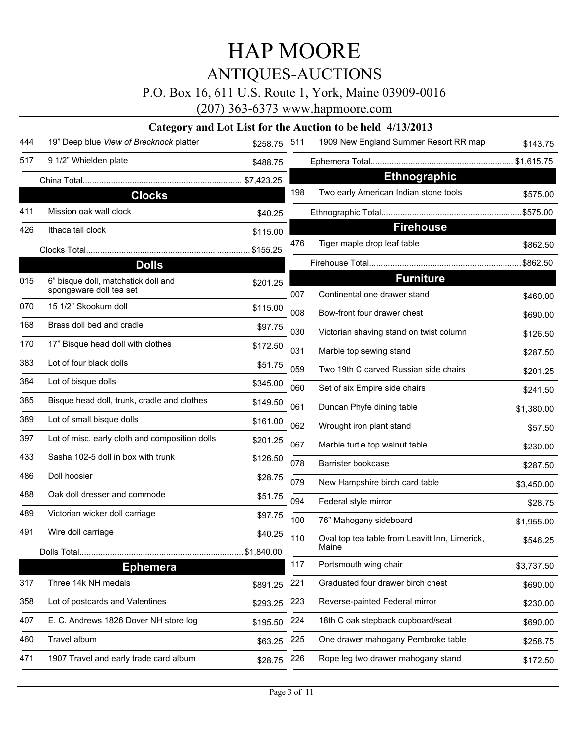# HAP MOORE

## ANTIQUES-AUCTIONS

P.O. Box 16, 611 U.S. Route 1, York, Maine 03909-0016

(207) 363-6373 www.hapmoore.com

**Category and Lot List for the Auction to be held 4/13/2013**

| Lot | Description | Price |
|---|---|---|
| 444 | 19" Deep blue *View of Brecknock* platter | $258.75 |
| 517 | 9 1/2" Whielden plate | $488.75 |
| | China Total | $7,423.25 |

### Clocks

| Lot | Description | Price |
|---|---|---|
| 411 | Mission oak wall clock | $40.25 |
| 426 | Ithaca tall clock | $115.00 |
| | Clocks Total | $155.25 |

### Dolls

| Lot | Description | Price |
|---|---|---|
| 015 | 6" bisque doll, matchstick doll and spongeware doll tea set | $201.25 |
| 070 | 15 1/2" Skookum doll | $115.00 |
| 168 | Brass doll bed and cradle | $97.75 |
| 170 | 17" Bisque head doll with clothes | $172.50 |
| 383 | Lot of four black dolls | $51.75 |
| 384 | Lot of bisque dolls | $345.00 |
| 385 | Bisque head doll, trunk, cradle and clothes | $149.50 |
| 389 | Lot of small bisque dolls | $161.00 |
| 397 | Lot of misc. early cloth and composition dolls | $201.25 |
| 433 | Sasha 102-5 doll in box with trunk | $126.50 |
| 486 | Doll hoosier | $28.75 |
| 488 | Oak doll dresser and commode | $51.75 |
| 489 | Victorian wicker doll carriage | $97.75 |
| 491 | Wire doll carriage | $40.25 |
| | Dolls Total | $1,840.00 |

### Ephemera

| Lot | Description | Price |
|---|---|---|
| 317 | Three 14k NH medals | $891.25 |
| 358 | Lot of postcards and Valentines | $293.25 |
| 407 | E. C. Andrews 1826 Dover NH store log | $195.50 |
| 460 | Travel album | $63.25 |
| 471 | 1907 Travel and early trade card album | $28.75 |
| 511 | 1909 New England Summer Resort RR map | $143.75 |
| | Ephemera Total | $1,615.75 |

### Ethnographic

| Lot | Description | Price |
|---|---|---|
| 198 | Two early American Indian stone tools | $575.00 |
| | Ethnographic Total | $575.00 |

### Firehouse

| Lot | Description | Price |
|---|---|---|
| 476 | Tiger maple drop leaf table | $862.50 |
| | Firehouse Total | $862.50 |

### Furniture

| Lot | Description | Price |
|---|---|---|
| 007 | Continental one drawer stand | $460.00 |
| 008 | Bow-front four drawer chest | $690.00 |
| 030 | Victorian shaving stand on twist column | $126.50 |
| 031 | Marble top sewing stand | $287.50 |
| 059 | Two 19th C carved Russian side chairs | $201.25 |
| 060 | Set of six Empire side chairs | $241.50 |
| 061 | Duncan Phyfe dining table | $1,380.00 |
| 062 | Wrought iron plant stand | $57.50 |
| 067 | Marble turtle top walnut table | $230.00 |
| 078 | Barrister bookcase | $287.50 |
| 079 | New Hampshire birch card table | $3,450.00 |
| 094 | Federal style mirror | $28.75 |
| 100 | 76" Mahogany sideboard | $1,955.00 |
| 110 | Oval top tea table from Leavitt Inn, Limerick, Maine | $546.25 |
| 117 | Portsmouth wing chair | $3,737.50 |
| 221 | Graduated four drawer birch chest | $690.00 |
| 223 | Reverse-painted Federal mirror | $230.00 |
| 224 | 18th C oak stepback cupboard/seat | $690.00 |
| 225 | One drawer mahogany Pembroke table | $258.75 |
| 226 | Rope leg two drawer mahogany stand | $172.50 |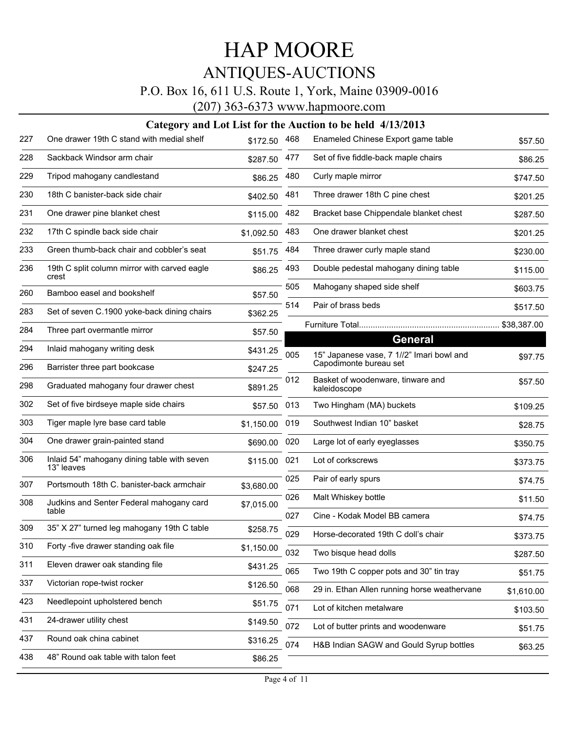# HAP MOORE

## ANTIQUES-AUCTIONS

P.O. Box 16, 611 U.S. Route 1, York, Maine 03909-0016

(207) 363-6373 www.hapmoore.com

### Category and Lot List for the Auction to be held 4/13/2013

| Lot | Description | Price |
|---|---|---|
| 227 | One drawer 19th C stand with medial shelf | $172.50 |
| 228 | Sackback Windsor arm chair | $287.50 |
| 229 | Tripod mahogany candlestand | $86.25 |
| 230 | 18th C banister-back side chair | $402.50 |
| 231 | One drawer pine blanket chest | $115.00 |
| 232 | 17th C spindle back side chair | $1,092.50 |
| 233 | Green thumb-back chair and cobbler's seat | $51.75 |
| 236 | 19th C split column mirror with carved eagle crest | $86.25 |
| 260 | Bamboo easel and bookshelf | $57.50 |
| 283 | Set of seven C.1900 yoke-back dining chairs | $362.25 |
| 284 | Three part overmantle mirror | $57.50 |
| 294 | Inlaid mahogany writing desk | $431.25 |
| 296 | Barrister three part bookcase | $247.25 |
| 298 | Graduated mahogany four drawer chest | $891.25 |
| 302 | Set of five birdseye maple side chairs | $57.50 |
| 303 | Tiger maple lyre base card table | $1,150.00 |
| 304 | One drawer grain-painted stand | $690.00 |
| 306 | Inlaid 54" mahogany dining table with seven 13" leaves | $115.00 |
| 307 | Portsmouth 18th C. banister-back armchair | $3,680.00 |
| 308 | Judkins and Senter Federal mahogany card table | $7,015.00 |
| 309 | 35" X 27" turned leg mahogany 19th C table | $258.75 |
| 310 | Forty -five drawer standing oak file | $1,150.00 |
| 311 | Eleven drawer oak standing file | $431.25 |
| 337 | Victorian rope-twist rocker | $126.50 |
| 423 | Needlepoint upholstered bench | $51.75 |
| 431 | 24-drawer utility chest | $149.50 |
| 437 | Round oak china cabinet | $316.25 |
| 438 | 48" Round oak table with talon feet | $86.25 |
| 468 | Enameled Chinese Export game table | $57.50 |
| 477 | Set of five fiddle-back maple chairs | $86.25 |
| 480 | Curly maple mirror | $747.50 |
| 481 | Three drawer 18th C pine chest | $201.25 |
| 482 | Bracket base Chippendale blanket chest | $287.50 |
| 483 | One drawer blanket chest | $201.25 |
| 484 | Three drawer curly maple stand | $230.00 |
| 493 | Double pedestal mahogany dining table | $115.00 |
| 505 | Mahogany shaped side shelf | $603.75 |
| 514 | Pair of brass beds | $517.50 |

Furniture Total............................................................ $38,387.00

## General

| Lot | Description | Price |
|---|---|---|
| 005 | 15" Japanese vase, 7 1//2" Imari bowl and Capodimonte bureau set | $97.75 |
| 012 | Basket of woodenware, tinware and kaleidoscope | $57.50 |
| 013 | Two Hingham (MA) buckets | $109.25 |
| 019 | Southwest Indian 10" basket | $28.75 |
| 020 | Large lot of early eyeglasses | $350.75 |
| 021 | Lot of corkscrews | $373.75 |
| 025 | Pair of early spurs | $74.75 |
| 026 | Malt Whiskey bottle | $11.50 |
| 027 | Cine - Kodak Model BB camera | $74.75 |
| 029 | Horse-decorated 19th C doll's chair | $373.75 |
| 032 | Two bisque head dolls | $287.50 |
| 065 | Two 19th C copper pots and 30" tin tray | $51.75 |
| 068 | 29 in. Ethan Allen running horse weathervane | $1,610.00 |
| 071 | Lot of kitchen metalware | $103.50 |
| 072 | Lot of butter prints and woodenware | $51.75 |
| 074 | H&B Indian SAGW and Gould Syrup bottles | $63.25 |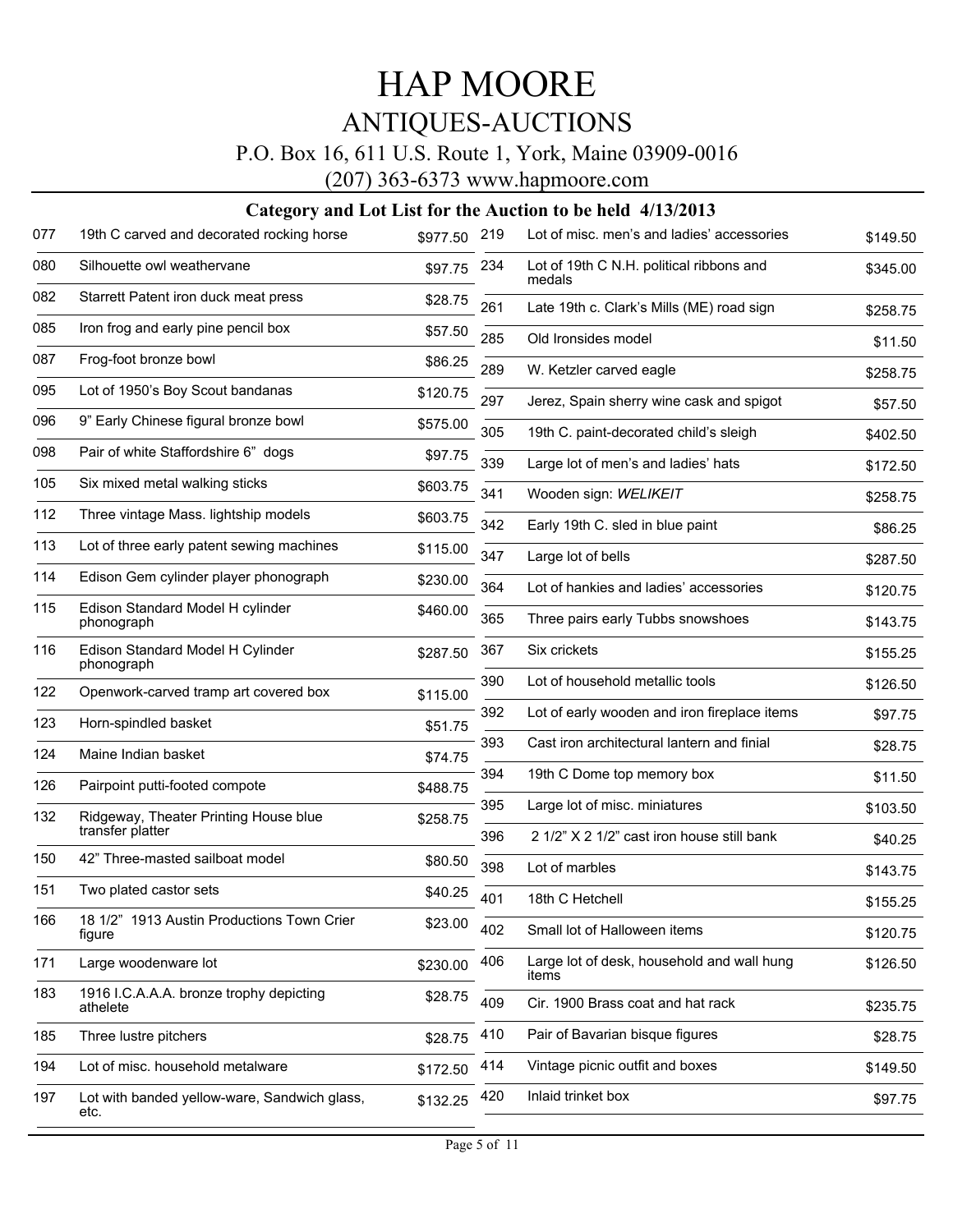# HAP MOORE

## ANTIQUES-AUCTIONS

P.O. Box 16, 611 U.S. Route 1, York, Maine 03909-0016

(207) 363-6373 www.hapmoore.com

### Category and Lot List for the Auction to be held 4/13/2013

| Lot | Description | Price |
|---|---|---|
| 077 | 19th C carved and decorated rocking horse | $977.50 |
| 080 | Silhouette owl weathervane | $97.75 |
| 082 | Starrett Patent iron duck meat press | $28.75 |
| 085 | Iron frog and early pine pencil box | $57.50 |
| 087 | Frog-foot bronze bowl | $86.25 |
| 095 | Lot of 1950's Boy Scout bandanas | $120.75 |
| 096 | 9" Early Chinese figural bronze bowl | $575.00 |
| 098 | Pair of white Staffordshire 6" dogs | $97.75 |
| 105 | Six mixed metal walking sticks | $603.75 |
| 112 | Three vintage Mass. lightship models | $603.75 |
| 113 | Lot of three early patent sewing machines | $115.00 |
| 114 | Edison Gem cylinder player phonograph | $230.00 |
| 115 | Edison Standard Model H cylinder phonograph | $460.00 |
| 116 | Edison Standard Model H Cylinder phonograph | $287.50 |
| 122 | Openwork-carved tramp art covered box | $115.00 |
| 123 | Horn-spindled basket | $51.75 |
| 124 | Maine Indian basket | $74.75 |
| 126 | Pairpoint putti-footed compote | $488.75 |
| 132 | Ridgeway, Theater Printing House blue transfer platter | $258.75 |
| 150 | 42" Three-masted sailboat model | $80.50 |
| 151 | Two plated castor sets | $40.25 |
| 166 | 18 1/2" 1913 Austin Productions Town Crier figure | $23.00 |
| 171 | Large woodenware lot | $230.00 |
| 183 | 1916 I.C.A.A.A. bronze trophy depicting athelete | $28.75 |
| 185 | Three lustre pitchers | $28.75 |
| 194 | Lot of misc. household metalware | $172.50 |
| 197 | Lot with banded yellow-ware, Sandwich glass, etc. | $132.25 |
| 219 | Lot of misc. men's and ladies' accessories | $149.50 |
| 234 | Lot of 19th C N.H. political ribbons and medals | $345.00 |
| 261 | Late 19th c. Clark's Mills (ME) road sign | $258.75 |
| 285 | Old Ironsides model | $11.50 |
| 289 | W. Ketzler carved eagle | $258.75 |
| 297 | Jerez, Spain sherry wine cask and spigot | $57.50 |
| 305 | 19th C. paint-decorated child's sleigh | $402.50 |
| 339 | Large lot of men's and ladies' hats | $172.50 |
| 341 | Wooden sign: *WELIKEIT* | $258.75 |
| 342 | Early 19th C. sled in blue paint | $86.25 |
| 347 | Large lot of bells | $287.50 |
| 364 | Lot of hankies and ladies' accessories | $120.75 |
| 365 | Three pairs early Tubbs snowshoes | $143.75 |
| 367 | Six crickets | $155.25 |
| 390 | Lot of household metallic tools | $126.50 |
| 392 | Lot of early wooden and iron fireplace items | $97.75 |
| 393 | Cast iron architectural lantern and finial | $28.75 |
| 394 | 19th C Dome top memory box | $11.50 |
| 395 | Large lot of misc. miniatures | $103.50 |
| 396 | 2 1/2" X 2 1/2" cast iron house still bank | $40.25 |
| 398 | Lot of marbles | $143.75 |
| 401 | 18th C Hetchell | $155.25 |
| 402 | Small lot of Halloween items | $120.75 |
| 406 | Large lot of desk, household and wall hung items | $126.50 |
| 409 | Cir. 1900 Brass coat and hat rack | $235.75 |
| 410 | Pair of Bavarian bisque figures | $28.75 |
| 414 | Vintage picnic outfit and boxes | $149.50 |
| 420 | Inlaid trinket box | $97.75 |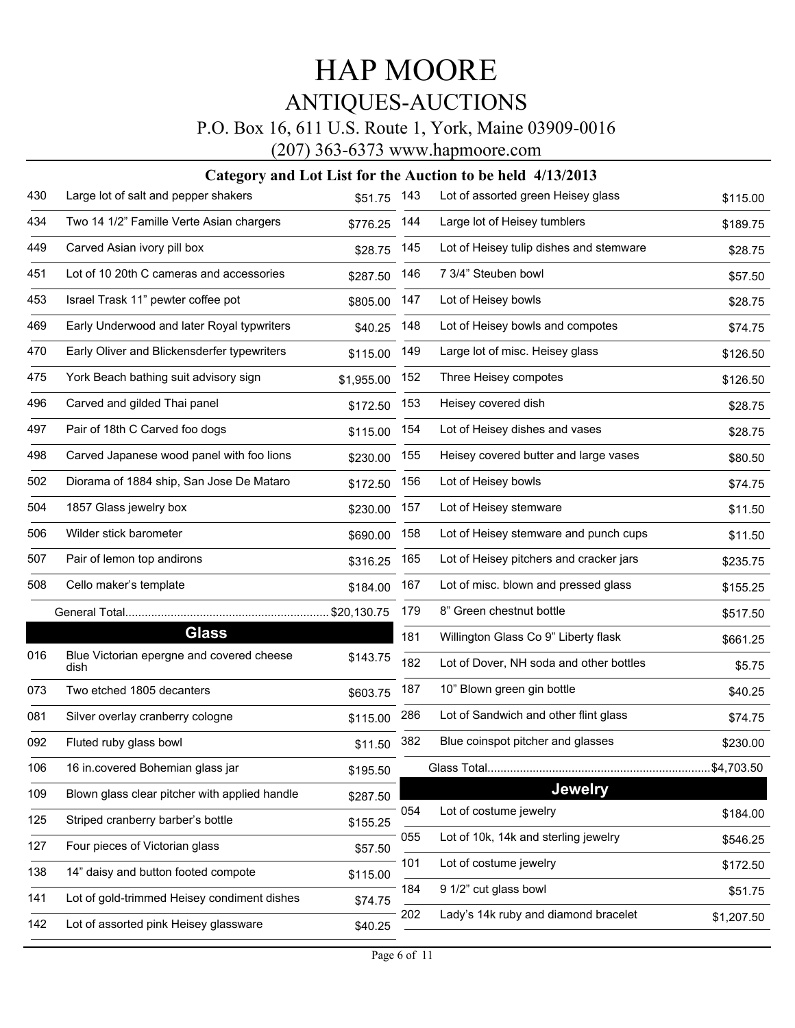# HAP MOORE

## ANTIQUES-AUCTIONS

P.O. Box 16, 611 U.S. Route 1, York, Maine 03909-0016

(207) 363-6373 www.hapmoore.com

### Category and Lot List for the Auction to be held 4/13/2013

| Lot | Description | Price |
|---|---|---|
| 430 | Large lot of salt and pepper shakers | $51.75 |
| 434 | Two 14 1/2" Famille Verte Asian chargers | $776.25 |
| 449 | Carved Asian ivory pill box | $28.75 |
| 451 | Lot of 10 20th C cameras and accessories | $287.50 |
| 453 | Israel Trask 11" pewter coffee pot | $805.00 |
| 469 | Early Underwood and later Royal typwriters | $40.25 |
| 470 | Early Oliver and Blickensderfer typewriters | $115.00 |
| 475 | York Beach bathing suit advisory sign | $1,955.00 |
| 496 | Carved and gilded Thai panel | $172.50 |
| 497 | Pair of 18th C Carved foo dogs | $115.00 |
| 498 | Carved Japanese wood panel with foo lions | $230.00 |
| 502 | Diorama of 1884 ship, San Jose De Mataro | $172.50 |
| 504 | 1857 Glass jewelry box | $230.00 |
| 506 | Wilder stick barometer | $690.00 |
| 507 | Pair of lemon top andirons | $316.25 |
| 508 | Cello maker's template | $184.00 |

General Total............................................................... $20,130.75

### Glass

| Lot | Description | Price |
|---|---|---|
| 016 | Blue Victorian epergne and covered cheese dish | $143.75 |
| 073 | Two etched 1805 decanters | $603.75 |
| 081 | Silver overlay cranberry cologne | $115.00 |
| 092 | Fluted ruby glass bowl | $11.50 |
| 106 | 16 in.covered Bohemian glass jar | $195.50 |
| 109 | Blown glass clear pitcher with applied handle | $287.50 |
| 125 | Striped cranberry barber's bottle | $155.25 |
| 127 | Four pieces of Victorian glass | $57.50 |
| 138 | 14" daisy and button footed compote | $115.00 |
| 141 | Lot of gold-trimmed Heisey condiment dishes | $74.75 |
| 142 | Lot of assorted pink Heisey glassware | $40.25 |
| 143 | Lot of assorted green Heisey glass | $115.00 |
| 144 | Large lot of Heisey tumblers | $189.75 |
| 145 | Lot of Heisey tulip dishes and stemware | $28.75 |
| 146 | 7 3/4" Steuben bowl | $57.50 |
| 147 | Lot of Heisey bowls | $28.75 |
| 148 | Lot of Heisey bowls and compotes | $74.75 |
| 149 | Large lot of misc. Heisey glass | $126.50 |
| 152 | Three Heisey compotes | $126.50 |
| 153 | Heisey covered dish | $28.75 |
| 154 | Lot of Heisey dishes and vases | $28.75 |
| 155 | Heisey covered butter and large vases | $80.50 |
| 156 | Lot of Heisey bowls | $74.75 |
| 157 | Lot of Heisey stemware | $11.50 |
| 158 | Lot of Heisey stemware and punch cups | $11.50 |
| 165 | Lot of Heisey pitchers and cracker jars | $235.75 |
| 167 | Lot of misc. blown and pressed glass | $155.25 |
| 179 | 8" Green chestnut bottle | $517.50 |
| 181 | Willington Glass Co 9" Liberty flask | $661.25 |
| 182 | Lot of Dover, NH soda and other bottles | $5.75 |
| 187 | 10" Blown green gin bottle | $40.25 |
| 286 | Lot of Sandwich and other flint glass | $74.75 |
| 382 | Blue coinspot pitcher and glasses | $230.00 |

Glass Total.................................................................... $4,703.50

### Jewelry

| Lot | Description | Price |
|---|---|---|
| 054 | Lot of costume jewelry | $184.00 |
| 055 | Lot of 10k, 14k and sterling jewelry | $546.25 |
| 101 | Lot of costume jewelry | $172.50 |
| 184 | 9 1/2" cut glass bowl | $51.75 |
| 202 | Lady's 14k ruby and diamond bracelet | $1,207.50 |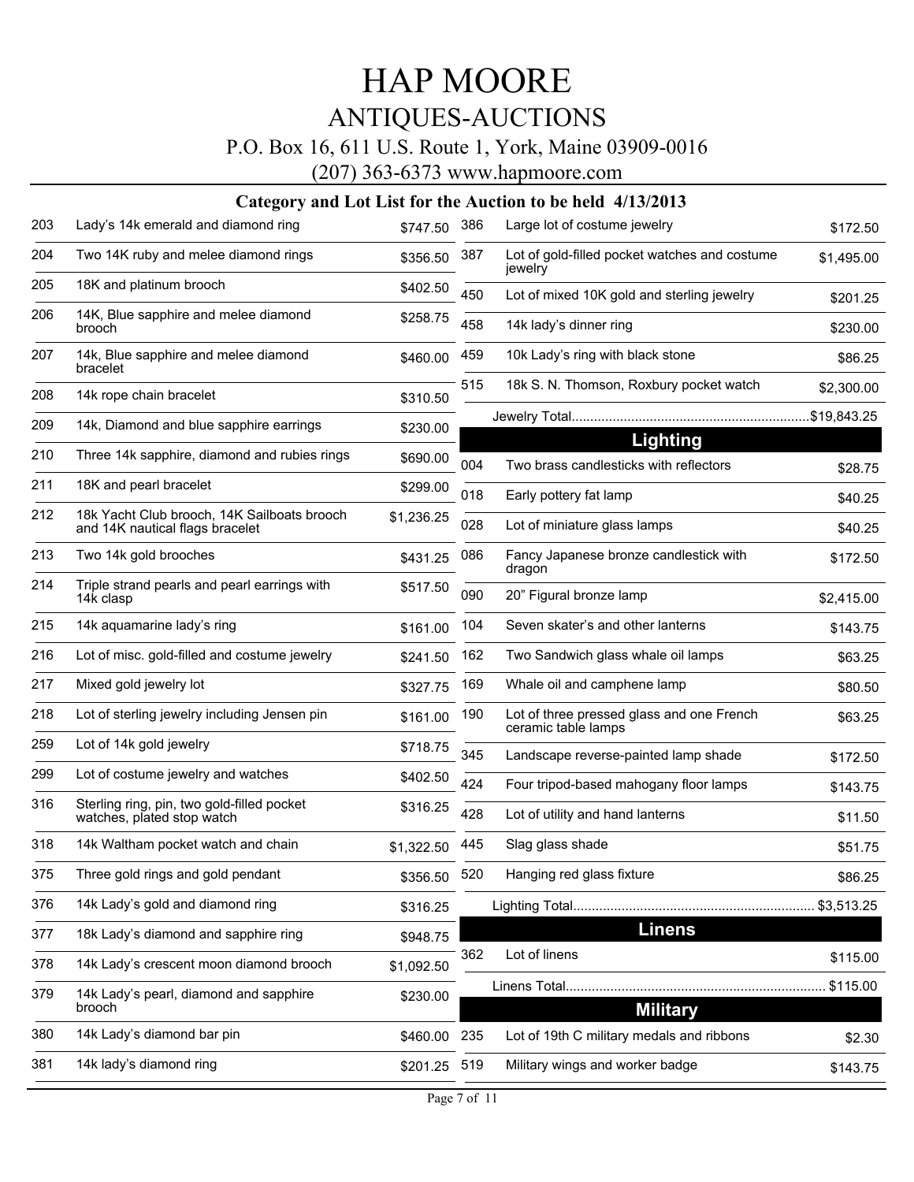# HAP MOORE

## ANTIQUES-AUCTIONS

P.O. Box 16, 611 U.S. Route 1, York, Maine 03909-0016

(207) 363-6373 www.hapmoore.com

### Category and Lot List for the Auction to be held 4/13/2013

| Lot | Description | Price |
|---|---|---|
| 203 | Lady's 14k emerald and diamond ring | $747.50 |
| 204 | Two 14K ruby and melee diamond rings | $356.50 |
| 205 | 18K and platinum brooch | $402.50 |
| 206 | 14K, Blue sapphire and melee diamond brooch | $258.75 |
| 207 | 14k, Blue sapphire and melee diamond bracelet | $460.00 |
| 208 | 14k rope chain bracelet | $310.50 |
| 209 | 14k, Diamond and blue sapphire earrings | $230.00 |
| 210 | Three 14k sapphire, diamond and rubies rings | $690.00 |
| 211 | 18K and pearl bracelet | $299.00 |
| 212 | 18k Yacht Club brooch, 14K Sailboats brooch and 14K nautical flags bracelet | $1,236.25 |
| 213 | Two 14k gold brooches | $431.25 |
| 214 | Triple strand pearls and pearl earrings with 14k clasp | $517.50 |
| 215 | 14k aquamarine lady's ring | $161.00 |
| 216 | Lot of misc. gold-filled and costume jewelry | $241.50 |
| 217 | Mixed gold jewelry lot | $327.75 |
| 218 | Lot of sterling jewelry including Jensen pin | $161.00 |
| 259 | Lot of 14k gold jewelry | $718.75 |
| 299 | Lot of costume jewelry and watches | $402.50 |
| 316 | Sterling ring, pin, two gold-filled pocket watches, plated stop watch | $316.25 |
| 318 | 14k Waltham pocket watch and chain | $1,322.50 |
| 375 | Three gold rings and gold pendant | $356.50 |
| 376 | 14k Lady's gold and diamond ring | $316.25 |
| 377 | 18k Lady's diamond and sapphire ring | $948.75 |
| 378 | 14k Lady's crescent moon diamond brooch | $1,092.50 |
| 379 | 14k Lady's pearl, diamond and sapphire brooch | $230.00 |
| 380 | 14k Lady's diamond bar pin | $460.00 |
| 381 | 14k lady's diamond ring | $201.25 |
| 386 | Large lot of costume jewelry | $172.50 |
| 387 | Lot of gold-filled pocket watches and costume jewelry | $1,495.00 |
| 450 | Lot of mixed 10K gold and sterling jewelry | $201.25 |
| 458 | 14k lady's dinner ring | $230.00 |
| 459 | 10k Lady's ring with black stone | $86.25 |
| 515 | 18k S. N. Thomson, Roxbury pocket watch | $2,300.00 |

Jewelry Total.................................................................$19,843.25

## Lighting

| Lot | Description | Price |
|---|---|---|
| 004 | Two brass candlesticks with reflectors | $28.75 |
| 018 | Early pottery fat lamp | $40.25 |
| 028 | Lot of miniature glass lamps | $40.25 |
| 086 | Fancy Japanese bronze candlestick with dragon | $172.50 |
| 090 | 20" Figural bronze lamp | $2,415.00 |
| 104 | Seven skater's and other lanterns | $143.75 |
| 162 | Two Sandwich glass whale oil lamps | $63.25 |
| 169 | Whale oil and camphene lamp | $80.50 |
| 190 | Lot of three pressed glass and one French ceramic table lamps | $63.25 |
| 345 | Landscape reverse-painted lamp shade | $172.50 |
| 424 | Four tripod-based mahogany floor lamps | $143.75 |
| 428 | Lot of utility and hand lanterns | $11.50 |
| 445 | Slag glass shade | $51.75 |
| 520 | Hanging red glass fixture | $86.25 |

Lighting Total................................................................ $3,513.25

## Linens

| Lot | Description | Price |
|---|---|---|
| 362 | Lot of linens | $115.00 |

Linens Total..................................................................... $115.00

## Military

| Lot | Description | Price |
|---|---|---|
| 235 | Lot of 19th C military medals and ribbons | $2.30 |
| 519 | Military wings and worker badge | $143.75 |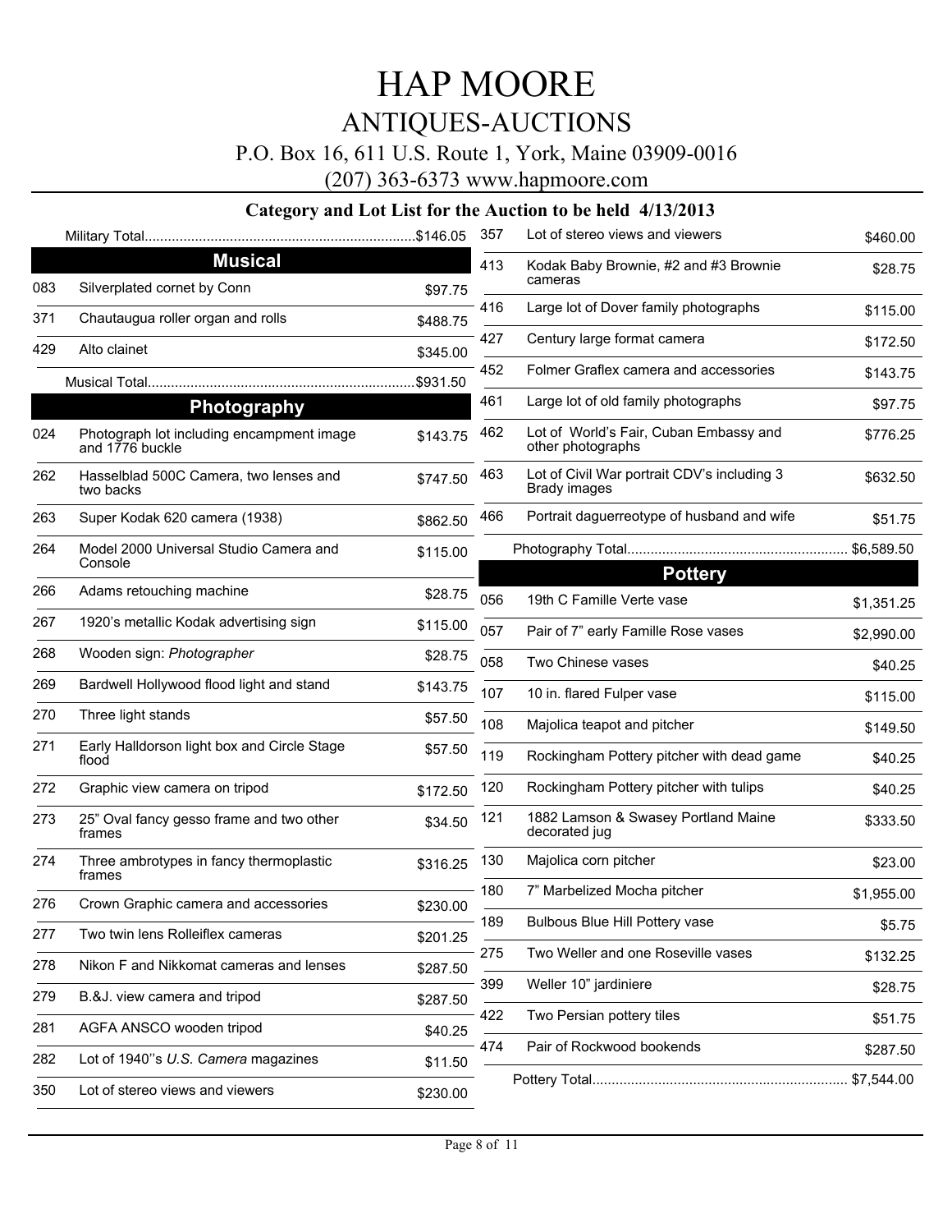# HAP MOORE

## ANTIQUES-AUCTIONS

P.O. Box 16, 611 U.S. Route 1, York, Maine 03909-0016

(207) 363-6373 www.hapmoore.com

### Category and Lot List for the Auction to be held 4/13/2013

Military Total......................................................................$146.05

## Musical

| Lot | Description | Price |
|---|---|---|
| 083 | Silverplated cornet by Conn | $97.75 |
| 371 | Chautaugua roller organ and rolls | $488.75 |
| 429 | Alto clainet | $345.00 |

Musical Total......................................................................$931.50

## Photography

| Lot | Description | Price |
|---|---|---|
| 024 | Photograph lot including encampment image and 1776 buckle | $143.75 |
| 262 | Hasselblad 500C Camera, two lenses and two backs | $747.50 |
| 263 | Super Kodak 620 camera (1938) | $862.50 |
| 264 | Model 2000 Universal Studio Camera and Console | $115.00 |
| 266 | Adams retouching machine | $28.75 |
| 267 | 1920's metallic Kodak advertising sign | $115.00 |
| 268 | Wooden sign: *Photographer* | $28.75 |
| 269 | Bardwell Hollywood flood light and stand | $143.75 |
| 270 | Three light stands | $57.50 |
| 271 | Early Halldorson light box and Circle Stage flood | $57.50 |
| 272 | Graphic view camera on tripod | $172.50 |
| 273 | 25" Oval fancy gesso frame and two other frames | $34.50 |
| 274 | Three ambrotypes in fancy thermoplastic frames | $316.25 |
| 276 | Crown Graphic camera and accessories | $230.00 |
| 277 | Two twin lens Rolleiflex cameras | $201.25 |
| 278 | Nikon F and Nikkomat cameras and lenses | $287.50 |
| 279 | B.&J. view camera and tripod | $287.50 |
| 281 | AGFA ANSCO wooden tripod | $40.25 |
| 282 | Lot of 1940''s *U.S. Camera* magazines | $11.50 |
| 350 | Lot of stereo views and viewers | $230.00 |
| 357 | Lot of stereo views and viewers | $460.00 |
| 413 | Kodak Baby Brownie, #2 and #3 Brownie cameras | $28.75 |
| 416 | Large lot of Dover family photographs | $115.00 |
| 427 | Century large format camera | $172.50 |
| 452 | Folmer Graflex camera and accessories | $143.75 |
| 461 | Large lot of old family photographs | $97.75 |
| 462 | Lot of World's Fair, Cuban Embassy and other photographs | $776.25 |
| 463 | Lot of Civil War portrait CDV's including 3 Brady images | $632.50 |
| 466 | Portrait daguerreotype of husband and wife | $51.75 |

Photography Total......................................................... $6,589.50

## Pottery

| Lot | Description | Price |
|---|---|---|
| 056 | 19th C Famille Verte vase | $1,351.25 |
| 057 | Pair of 7" early Famille Rose vases | $2,990.00 |
| 058 | Two Chinese vases | $40.25 |
| 107 | 10 in. flared Fulper vase | $115.00 |
| 108 | Majolica teapot and pitcher | $149.50 |
| 119 | Rockingham Pottery pitcher with dead game | $40.25 |
| 120 | Rockingham Pottery pitcher with tulips | $40.25 |
| 121 | 1882 Lamson & Swasey Portland Maine decorated jug | $333.50 |
| 130 | Majolica corn pitcher | $23.00 |
| 180 | 7" Marbelized Mocha pitcher | $1,955.00 |
| 189 | Bulbous Blue Hill Pottery vase | $5.75 |
| 275 | Two Weller and one Roseville vases | $132.25 |
| 399 | Weller 10" jardiniere | $28.75 |
| 422 | Two Persian pottery tiles | $51.75 |
| 474 | Pair of Rockwood bookends | $287.50 |

Pottery Total................................................................. $7,544.00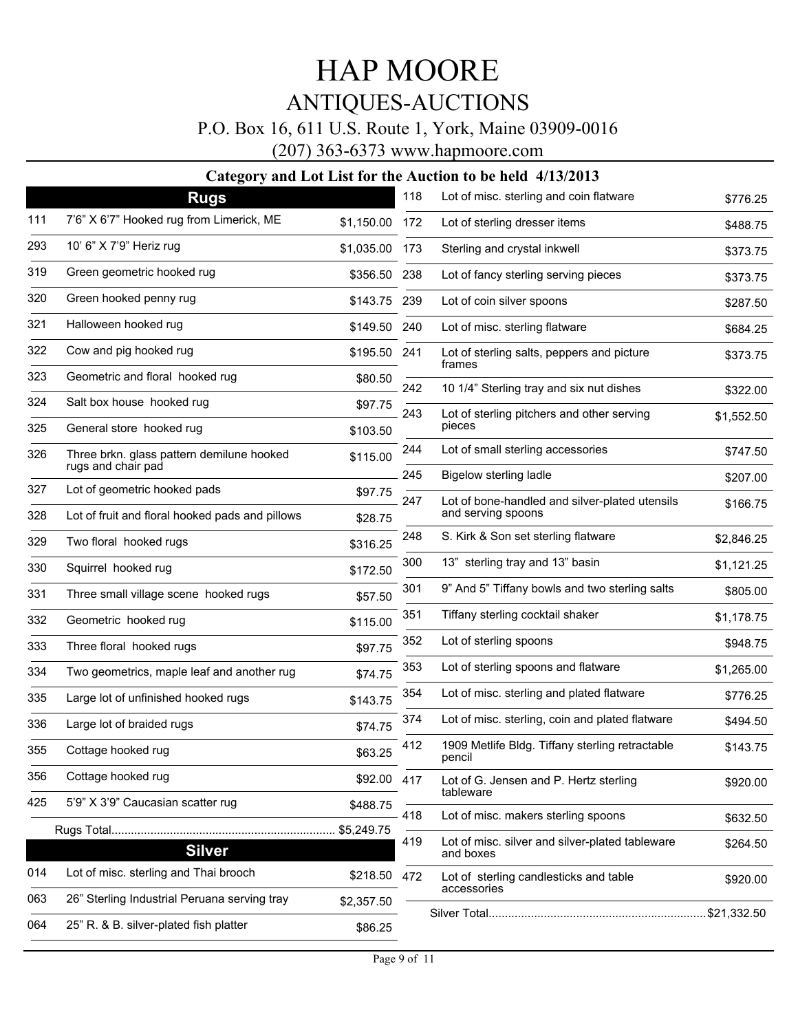# HAP MOORE

## ANTIQUES-AUCTIONS

P.O. Box 16, 611 U.S. Route 1, York, Maine 03909-0016

(207) 363-6373 www.hapmoore.com

### Category and Lot List for the Auction to be held 4/13/2013

## Rugs

| Lot | Description | Price |
|---|---|---|
| 111 | 7'6" X 6'7" Hooked rug from Limerick, ME | $1,150.00 |
| 293 | 10' 6" X 7'9" Heriz rug | $1,035.00 |
| 319 | Green geometric hooked rug | $356.50 |
| 320 | Green hooked penny rug | $143.75 |
| 321 | Halloween hooked rug | $149.50 |
| 322 | Cow and pig hooked rug | $195.50 |
| 323 | Geometric and floral hooked rug | $80.50 |
| 324 | Salt box house hooked rug | $97.75 |
| 325 | General store hooked rug | $103.50 |
| 326 | Three brkn. glass pattern demilune hooked rugs and chair pad | $115.00 |
| 327 | Lot of geometric hooked pads | $97.75 |
| 328 | Lot of fruit and floral hooked pads and pillows | $28.75 |
| 329 | Two floral hooked rugs | $316.25 |
| 330 | Squirrel hooked rug | $172.50 |
| 331 | Three small village scene hooked rugs | $57.50 |
| 332 | Geometric hooked rug | $115.00 |
| 333 | Three floral hooked rugs | $97.75 |
| 334 | Two geometrics, maple leaf and another rug | $74.75 |
| 335 | Large lot of unfinished hooked rugs | $143.75 |
| 336 | Large lot of braided rugs | $74.75 |
| 355 | Cottage hooked rug | $63.25 |
| 356 | Cottage hooked rug | $92.00 |
| 425 | 5'9" X 3'9" Caucasian scatter rug | $488.75 |
| | Rugs Total | $5,249.75 |

## Silver

| Lot | Description | Price |
|---|---|---|
| 014 | Lot of misc. sterling and Thai brooch | $218.50 |
| 063 | 26" Sterling Industrial Peruana serving tray | $2,357.50 |
| 064 | 25" R. & B. silver-plated fish platter | $86.25 |
| 118 | Lot of misc. sterling and coin flatware | $776.25 |
| 172 | Lot of sterling dresser items | $488.75 |
| 173 | Sterling and crystal inkwell | $373.75 |
| 238 | Lot of fancy sterling serving pieces | $373.75 |
| 239 | Lot of coin silver spoons | $287.50 |
| 240 | Lot of misc. sterling flatware | $684.25 |
| 241 | Lot of sterling salts, peppers and picture frames | $373.75 |
| 242 | 10 1/4" Sterling tray and six nut dishes | $322.00 |
| 243 | Lot of sterling pitchers and other serving pieces | $1,552.50 |
| 244 | Lot of small sterling accessories | $747.50 |
| 245 | Bigelow sterling ladle | $207.00 |
| 247 | Lot of bone-handled and silver-plated utensils and serving spoons | $166.75 |
| 248 | S. Kirk & Son set sterling flatware | $2,846.25 |
| 300 | 13" sterling tray and 13" basin | $1,121.25 |
| 301 | 9" And 5" Tiffany bowls and two sterling salts | $805.00 |
| 351 | Tiffany sterling cocktail shaker | $1,178.75 |
| 352 | Lot of sterling spoons | $948.75 |
| 353 | Lot of sterling spoons and flatware | $1,265.00 |
| 354 | Lot of misc. sterling and plated flatware | $776.25 |
| 374 | Lot of misc. sterling, coin and plated flatware | $494.50 |
| 412 | 1909 Metlife Bldg. Tiffany sterling retractable pencil | $143.75 |
| 417 | Lot of G. Jensen and P. Hertz sterling tableware | $920.00 |
| 418 | Lot of misc. makers sterling spoons | $632.50 |
| 419 | Lot of misc. silver and silver-plated tableware and boxes | $264.50 |
| 472 | Lot of sterling candlesticks and table accessories | $920.00 |
| | Silver Total | $21,332.50 |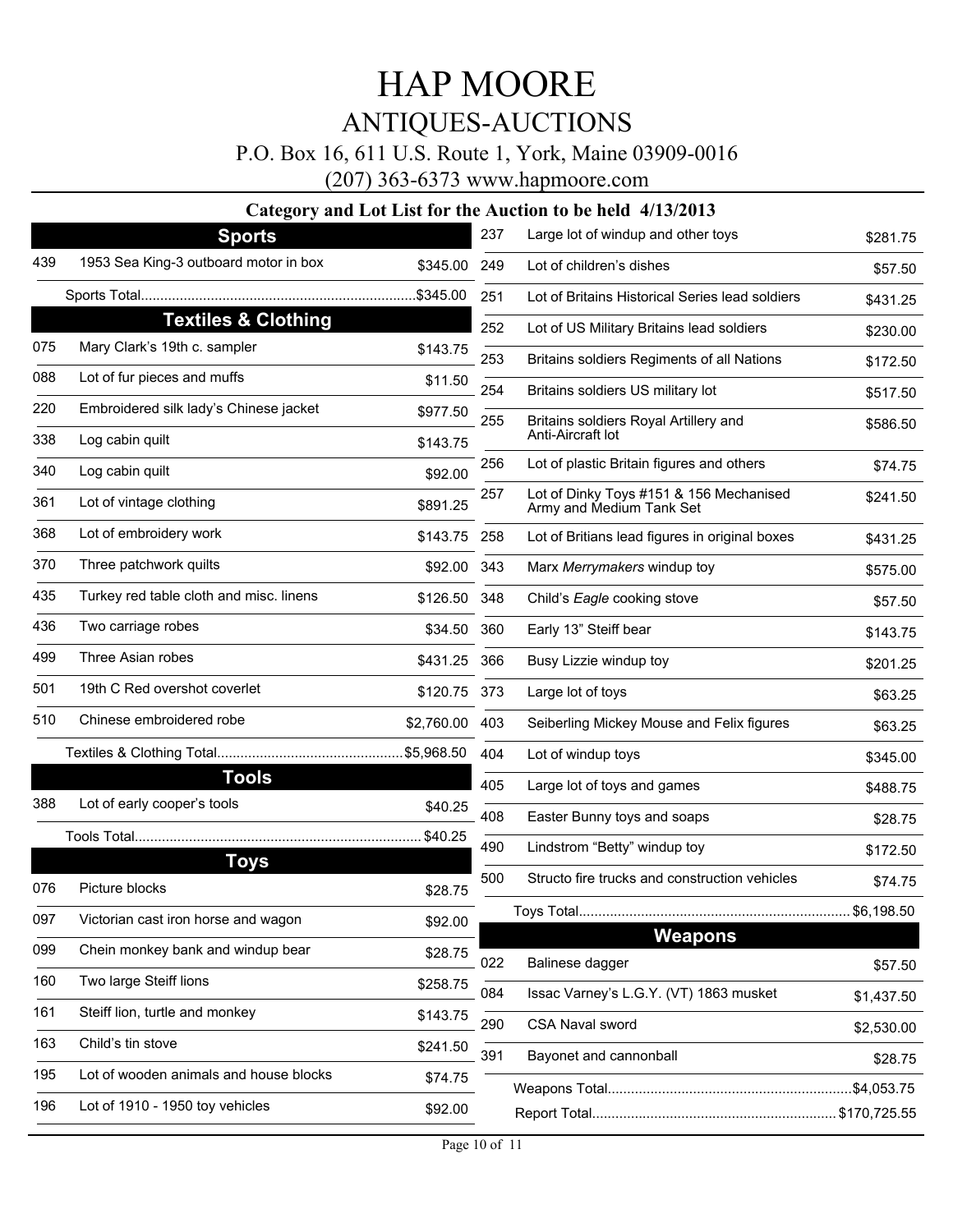# HAP MOORE

## ANTIQUES-AUCTIONS

P.O. Box 16, 611 U.S. Route 1, York, Maine 03909-0016

(207) 363-6373 www.hapmoore.com

### Category and Lot List for the Auction to be held 4/13/2013

#### Sports

| | | |
|---|---|---|
| 439 | 1953 Sea King-3 outboard motor in box | $345.00 |

Sports Total....................................................................$345.00

#### Textiles & Clothing

| | | |
|---|---|---|
| 075 | Mary Clark's 19th c. sampler | $143.75 |
| 088 | Lot of fur pieces and muffs | $11.50 |
| 220 | Embroidered silk lady's Chinese jacket | $977.50 |
| 338 | Log cabin quilt | $143.75 |
| 340 | Log cabin quilt | $92.00 |
| 361 | Lot of vintage clothing | $891.25 |
| 368 | Lot of embroidery work | $143.75 |
| 370 | Three patchwork quilts | $92.00 |
| 435 | Turkey red table cloth and misc. linens | $126.50 |
| 436 | Two carriage robes | $34.50 |
| 499 | Three Asian robes | $431.25 |
| 501 | 19th C Red overshot coverlet | $120.75 |
| 510 | Chinese embroidered robe | $2,760.00 |

Textiles & Clothing Total................................................$5,968.50

#### Tools

| | | |
|---|---|---|
| 388 | Lot of early cooper's tools | $40.25 |

Tools Total.......................................................................... $40.25

#### Toys

| | | |
|---|---|---|
| 076 | Picture blocks | $28.75 |
| 097 | Victorian cast iron horse and wagon | $92.00 |
| 099 | Chein monkey bank and windup bear | $28.75 |
| 160 | Two large Steiff lions | $258.75 |
| 161 | Steiff lion, turtle and monkey | $143.75 |
| 163 | Child's tin stove | $241.50 |
| 195 | Lot of wooden animals and house blocks | $74.75 |
| 196 | Lot of 1910 - 1950 toy vehicles | $92.00 |
| 237 | Large lot of windup and other toys | $281.75 |
| 249 | Lot of children's dishes | $57.50 |
| 251 | Lot of Britains Historical Series lead soldiers | $431.25 |
| 252 | Lot of US Military Britains lead soldiers | $230.00 |
| 253 | Britains soldiers Regiments of all Nations | $172.50 |
| 254 | Britains soldiers US military lot | $517.50 |
| 255 | Britains soldiers Royal Artillery and Anti-Aircraft lot | $586.50 |
| 256 | Lot of plastic Britain figures and others | $74.75 |
| 257 | Lot of Dinky Toys #151 & 156 Mechanised Army and Medium Tank Set | $241.50 |
| 258 | Lot of Britians lead figures in original boxes | $431.25 |
| 343 | Marx *Merrymakers* windup toy | $575.00 |
| 348 | Child's *Eagle* cooking stove | $57.50 |
| 360 | Early 13" Steiff bear | $143.75 |
| 366 | Busy Lizzie windup toy | $201.25 |
| 373 | Large lot of toys | $63.25 |
| 403 | Seiberling Mickey Mouse and Felix figures | $63.25 |
| 404 | Lot of windup toys | $345.00 |
| 405 | Large lot of toys and games | $488.75 |
| 408 | Easter Bunny toys and soaps | $28.75 |
| 490 | Lindstrom "Betty" windup toy | $172.50 |
| 500 | Structo fire trucks and construction vehicles | $74.75 |

Toys Total...................................................................... $6,198.50

#### Weapons

| | | |
|---|---|---|
| 022 | Balinese dagger | $57.50 |
| 084 | Issac Varney's L.G.Y. (VT) 1863 musket | $1,437.50 |
| 290 | CSA Naval sword | $2,530.00 |
| 391 | Bayonet and cannonball | $28.75 |

Weapons Total...............................................................$4,053.75

Report Total.............................................................. $170,725.55